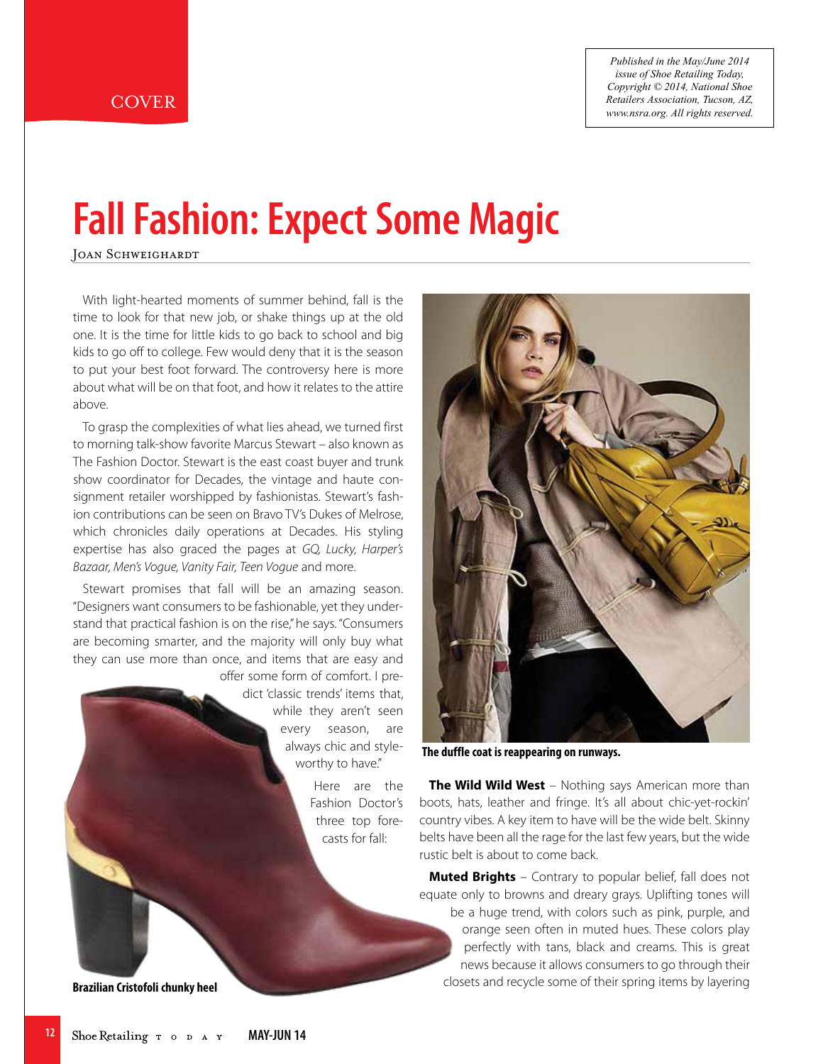COVER

*Published in the May/June 2014 issue of Shoe Retailing Today, Copyright © 2014, National Shoe Retailers Association, Tucson, AZ, www.nsra.org. All rights reserved.*

# Fall Fashion: Expect Some Magic

Joan Schweighardt

With light-hearted moments of summer behind, fall is the time to look for that new job, or shake things up at the old one. It is the time for little kids to go back to school and big kids to go off to college. Few would deny that it is the season to put your best foot forward. The controversy here is more about what will be on that foot, and how it relates to the attire above.

To grasp the complexities of what lies ahead, we turned first to morning talk-show favorite Marcus Stewart – also known as The Fashion Doctor. Stewart is the east coast buyer and trunk show coordinator for Decades, the vintage and haute consignment retailer worshipped by fashionistas. Stewart's fashion contributions can be seen on Bravo TV's Dukes of Melrose, which chronicles daily operations at Decades. His styling expertise has also graced the pages at *GQ, Lucky, Harper's Bazaar, Men's Vogue, Vanity Fair, Teen Vogue* and more.

Stewart promises that fall will be an amazing season. "Designers want consumers to be fashionable, yet they understand that practical fashion is on the rise," he says. "Consumers are becoming smarter, and the majority will only buy what they can use more than once, and items that are easy and offer some form of comfort. I predict 'classic trends' items that, while they aren't seen every season, are always chic and styleworthy to have."

Here are the Fashion Doctor's three top forecasts for fall:

**Brazilian Cristofoli chunky heel**

**The duffle coat is reappearing on runways.**

**The Wild Wild West** – Nothing says American more than boots, hats, leather and fringe. It's all about chic-yet-rockin' country vibes. A key item to have will be the wide belt. Skinny belts have been all the rage for the last few years, but the wide rustic belt is about to come back.

**Muted Brights** – Contrary to popular belief, fall does not equate only to browns and dreary grays. Uplifting tones will be a huge trend, with colors such as pink, purple, and orange seen often in muted hues. These colors play perfectly with tans, black and creams. This is great news because it allows consumers to go through their closets and recycle some of their spring items by layering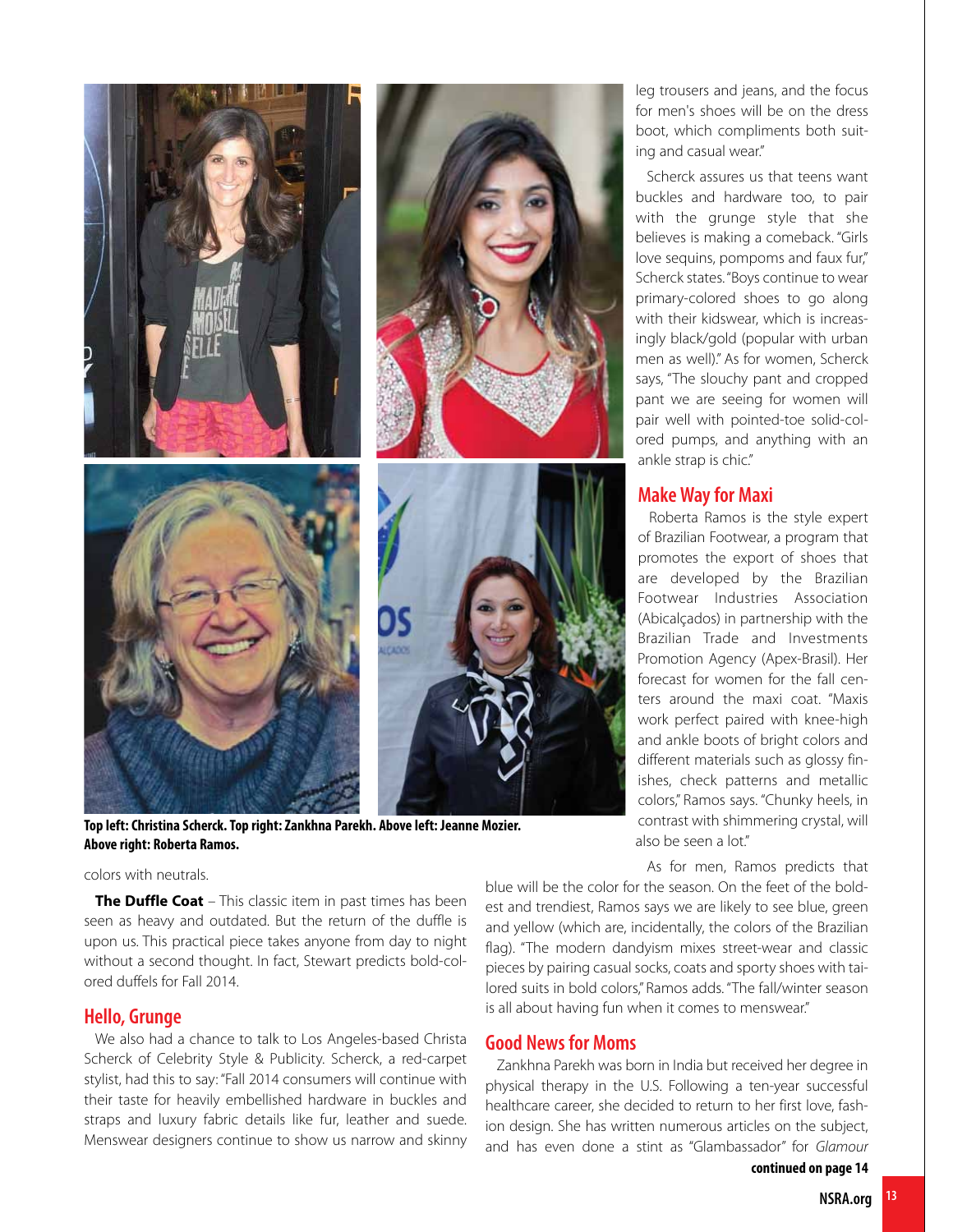Top left: Christina Scherck. Top right: Zankhna Parekh. Above left: Jeanne Mozier. Above right: Roberta Ramos.

colors with neutrals.

**The Duffle Coat** – This classic item in past times has been seen as heavy and outdated. But the return of the duffle is upon us. This practical piece takes anyone from day to night without a second thought. In fact, Stewart predicts bold-colored duffels for Fall 2014.

## Hello, Grunge

We also had a chance to talk to Los Angeles-based Christa Scherck of Celebrity Style & Publicity. Scherck, a red-carpet stylist, had this to say: "Fall 2014 consumers will continue with their taste for heavily embellished hardware in buckles and straps and luxury fabric details like fur, leather and suede. Menswear designers continue to show us narrow and skinny leg trousers and jeans, and the focus for men's shoes will be on the dress boot, which compliments both suiting and casual wear."

Scherck assures us that teens want buckles and hardware too, to pair with the grunge style that she believes is making a comeback. "Girls love sequins, pompoms and faux fur," Scherck states. "Boys continue to wear primary-colored shoes to go along with their kidswear, which is increasingly black/gold (popular with urban men as well)." As for women, Scherck says, "The slouchy pant and cropped pant we are seeing for women will pair well with pointed-toe solid-colored pumps, and anything with an ankle strap is chic."

## Make Way for Maxi

Roberta Ramos is the style expert of Brazilian Footwear, a program that promotes the export of shoes that are developed by the Brazilian Footwear Industries Association (Abicalçados) in partnership with the Brazilian Trade and Investments Promotion Agency (Apex-Brasil). Her forecast for women for the fall centers around the maxi coat. "Maxis work perfect paired with knee-high and ankle boots of bright colors and different materials such as glossy finishes, check patterns and metallic colors," Ramos says. "Chunky heels, in contrast with shimmering crystal, will also be seen a lot."

As for men, Ramos predicts that blue will be the color for the season. On the feet of the boldest and trendiest, Ramos says we are likely to see blue, green and yellow (which are, incidentally, the colors of the Brazilian flag). "The modern dandyism mixes street-wear and classic pieces by pairing casual socks, coats and sporty shoes with tailored suits in bold colors," Ramos adds. "The fall/winter season is all about having fun when it comes to menswear."

## Good News for Moms

Zankhna Parekh was born in India but received her degree in physical therapy in the U.S. Following a ten-year successful healthcare career, she decided to return to her first love, fashion design. She has written numerous articles on the subject, and has even done a stint as "Glambassador" for *Glamour*

**continued on page 14**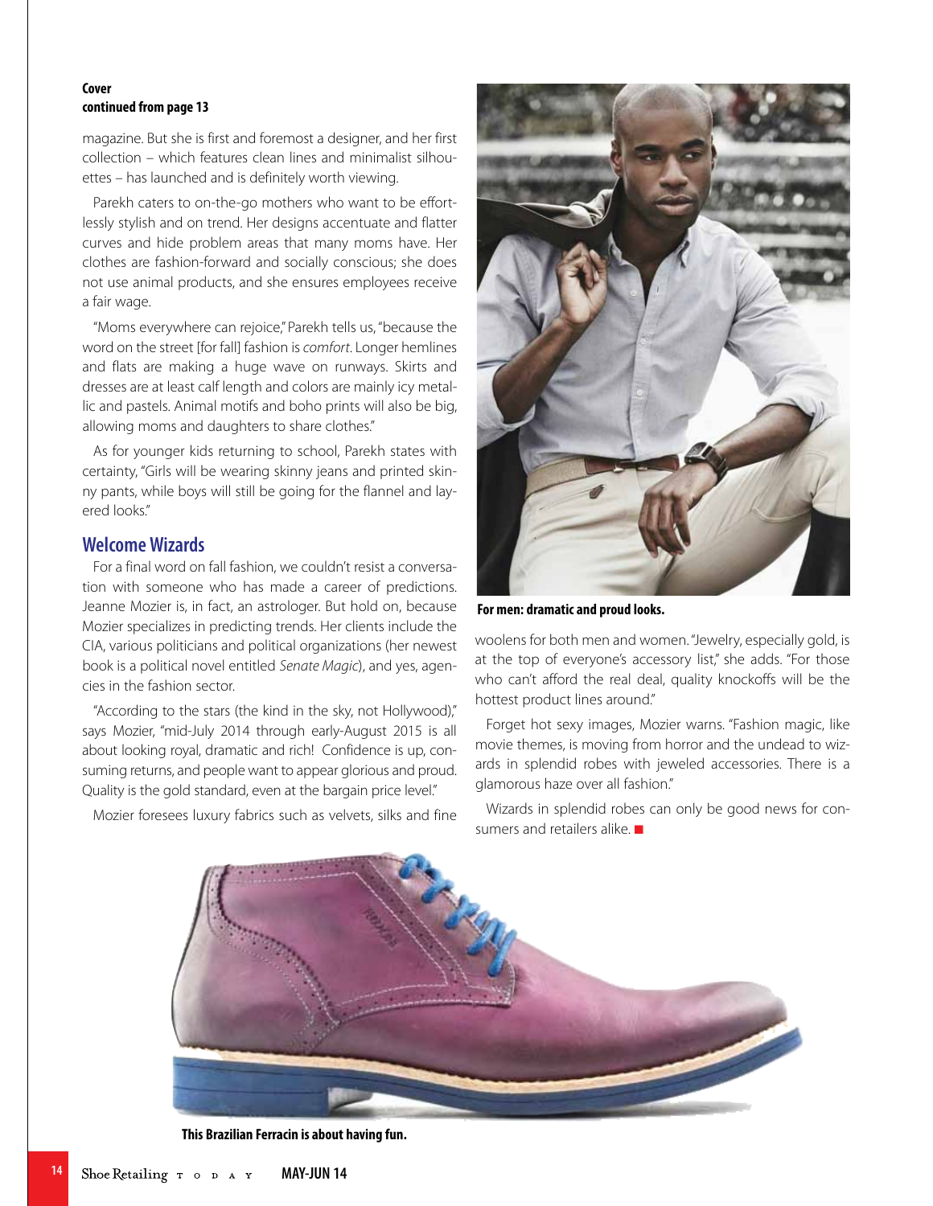**Cover**
**continued from page 13**

magazine. But she is first and foremost a designer, and her first collection – which features clean lines and minimalist silhouettes – has launched and is definitely worth viewing.

Parekh caters to on-the-go mothers who want to be effortlessly stylish and on trend. Her designs accentuate and flatter curves and hide problem areas that many moms have. Her clothes are fashion-forward and socially conscious; she does not use animal products, and she ensures employees receive a fair wage.

"Moms everywhere can rejoice," Parekh tells us, "because the word on the street [for fall] fashion is *comfort*. Longer hemlines and flats are making a huge wave on runways. Skirts and dresses are at least calf length and colors are mainly icy metallic and pastels. Animal motifs and boho prints will also be big, allowing moms and daughters to share clothes."

As for younger kids returning to school, Parekh states with certainty, "Girls will be wearing skinny jeans and printed skinny pants, while boys will still be going for the flannel and layered looks."

## Welcome Wizards

For a final word on fall fashion, we couldn't resist a conversation with someone who has made a career of predictions. Jeanne Mozier is, in fact, an astrologer. But hold on, because Mozier specializes in predicting trends. Her clients include the CIA, various politicians and political organizations (her newest book is a political novel entitled *Senate Magic*), and yes, agencies in the fashion sector.

"According to the stars (the kind in the sky, not Hollywood)," says Mozier, "mid-July 2014 through early-August 2015 is all about looking royal, dramatic and rich! Confidence is up, consuming returns, and people want to appear glorious and proud. Quality is the gold standard, even at the bargain price level."

Mozier foresees luxury fabrics such as velvets, silks and fine woolens for both men and women. "Jewelry, especially gold, is at the top of everyone's accessory list," she adds. "For those who can't afford the real deal, quality knockoffs will be the hottest product lines around."

Forget hot sexy images, Mozier warns. "Fashion magic, like movie themes, is moving from horror and the undead to wizards in splendid robes with jeweled accessories. There is a glamorous haze over all fashion."

Wizards in splendid robes can only be good news for consumers and retailers alike. ■

**For men: dramatic and proud looks.**

**This Brazilian Ferracin is about having fun.**